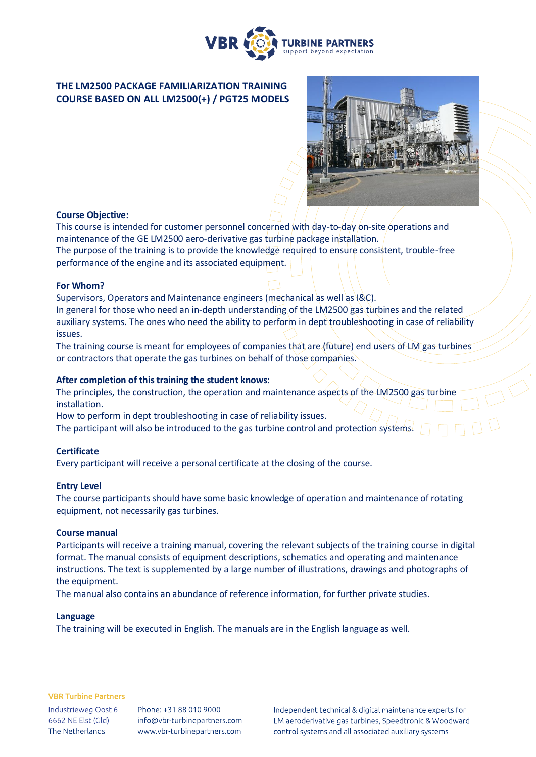# THE LM2500 PACKAGE FAMILIARIZATION TRAINING COURSE BASED ON ALL LM2500(+) / PGT25 MODELS

### Course Objective:

This course is intended for customer personnel concerned with day-to-day on-site operations and maintenance of the GE LM2500 aero-derivative gas turbine package installation.
The purpose of the training is to provide the knowledge required to ensure consistent, trouble-free performance of the engine and its associated equipment.

### For Whom?

Supervisors, Operators and Maintenance engineers (mechanical as well as I&C).
In general for those who need an in-depth understanding of the LM2500 gas turbines and the related auxiliary systems. The ones who need the ability to perform in dept troubleshooting in case of reliability issues.
The training course is meant for employees of companies that are (future) end users of LM gas turbines or contractors that operate the gas turbines on behalf of those companies.

### After completion of this training the student knows:

The principles, the construction, the operation and maintenance aspects of the LM2500 gas turbine installation.
How to perform in dept troubleshooting in case of reliability issues.
The participant will also be introduced to the gas turbine control and protection systems.

### Certificate

Every participant will receive a personal certificate at the closing of the course.

### Entry Level

The course participants should have some basic knowledge of operation and maintenance of rotating equipment, not necessarily gas turbines.

### Course manual

Participants will receive a training manual, covering the relevant subjects of the training course in digital format. The manual consists of equipment descriptions, schematics and operating and maintenance instructions. The text is supplemented by a large number of illustrations, drawings and photographs of the equipment.
The manual also contains an abundance of reference information, for further private studies.

### Language

The training will be executed in English. The manuals are in the English language as well.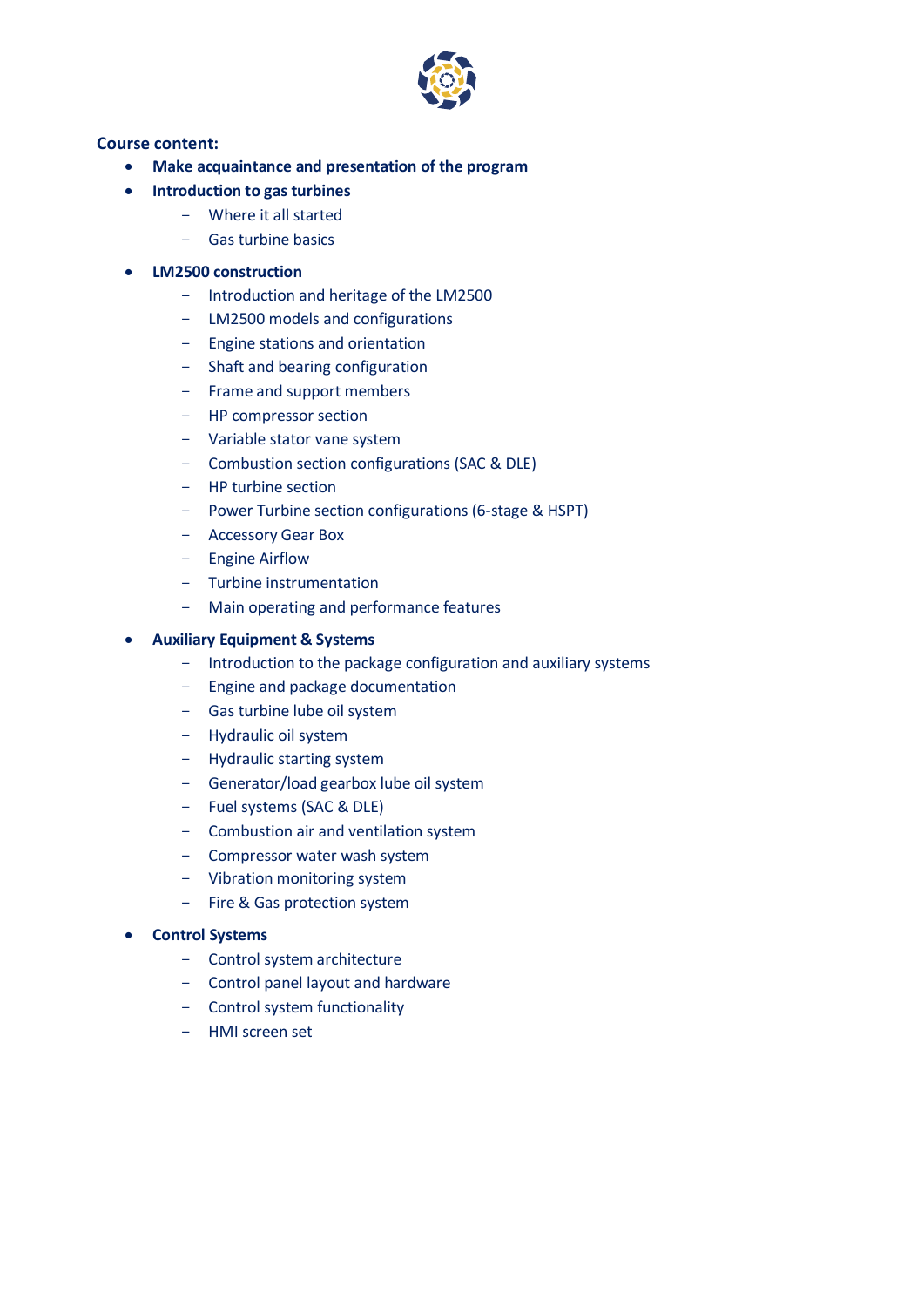**Course content:**

- **Make acquaintance and presentation of the program**
- **Introduction to gas turbines**
  - Where it all started
  - Gas turbine basics
- **LM2500 construction**
  - Introduction and heritage of the LM2500
  - LM2500 models and configurations
  - Engine stations and orientation
  - Shaft and bearing configuration
  - Frame and support members
  - HP compressor section
  - Variable stator vane system
  - Combustion section configurations (SAC & DLE)
  - HP turbine section
  - Power Turbine section configurations (6-stage & HSPT)
  - Accessory Gear Box
  - Engine Airflow
  - Turbine instrumentation
  - Main operating and performance features
- **Auxiliary Equipment & Systems**
  - Introduction to the package configuration and auxiliary systems
  - Engine and package documentation
  - Gas turbine lube oil system
  - Hydraulic oil system
  - Hydraulic starting system
  - Generator/load gearbox lube oil system
  - Fuel systems (SAC & DLE)
  - Combustion air and ventilation system
  - Compressor water wash system
  - Vibration monitoring system
  - Fire & Gas protection system
- **Control Systems**
  - Control system architecture
  - Control panel layout and hardware
  - Control system functionality
  - HMI screen set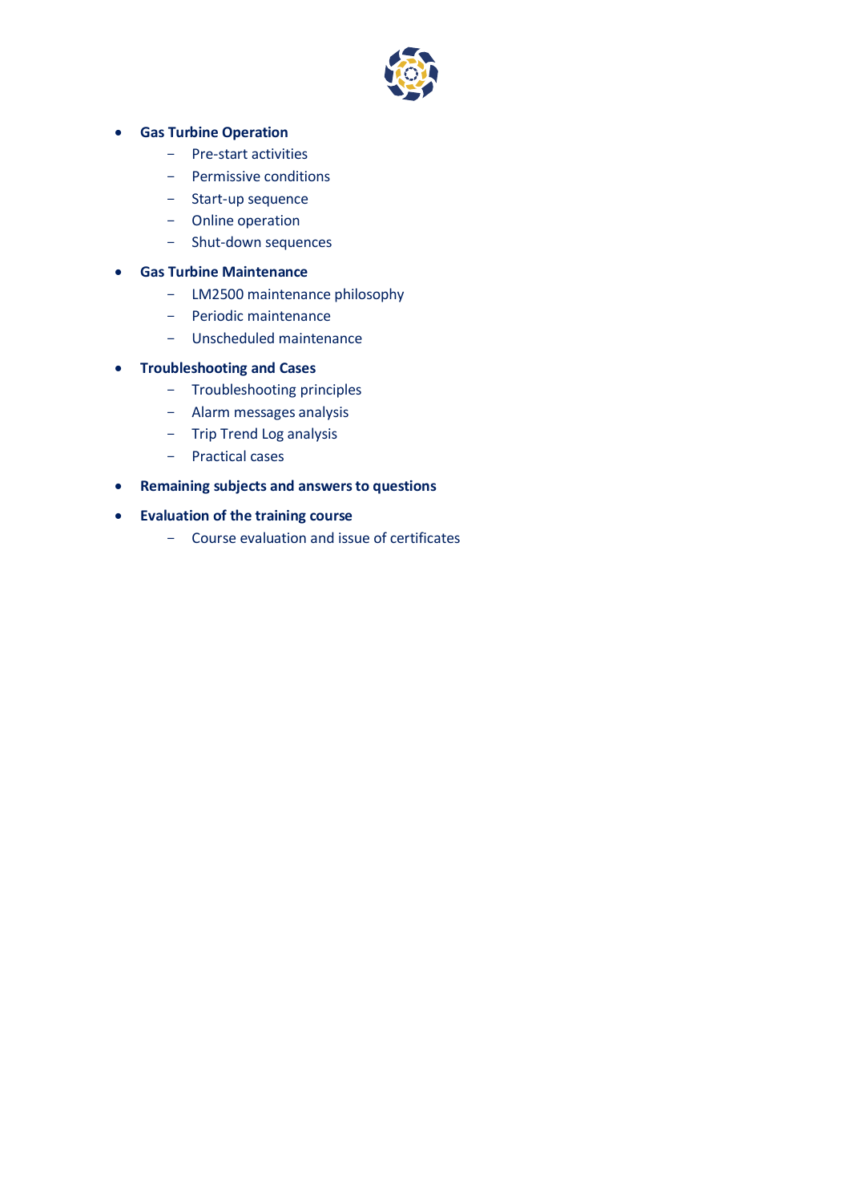- **Gas Turbine Operation**
  - Pre-start activities
  - Permissive conditions
  - Start-up sequence
  - Online operation
  - Shut-down sequences
- **Gas Turbine Maintenance**
  - LM2500 maintenance philosophy
  - Periodic maintenance
  - Unscheduled maintenance
- **Troubleshooting and Cases**
  - Troubleshooting principles
  - Alarm messages analysis
  - Trip Trend Log analysis
  - Practical cases
- **Remaining subjects and answers to questions**
- **Evaluation of the training course**
  - Course evaluation and issue of certificates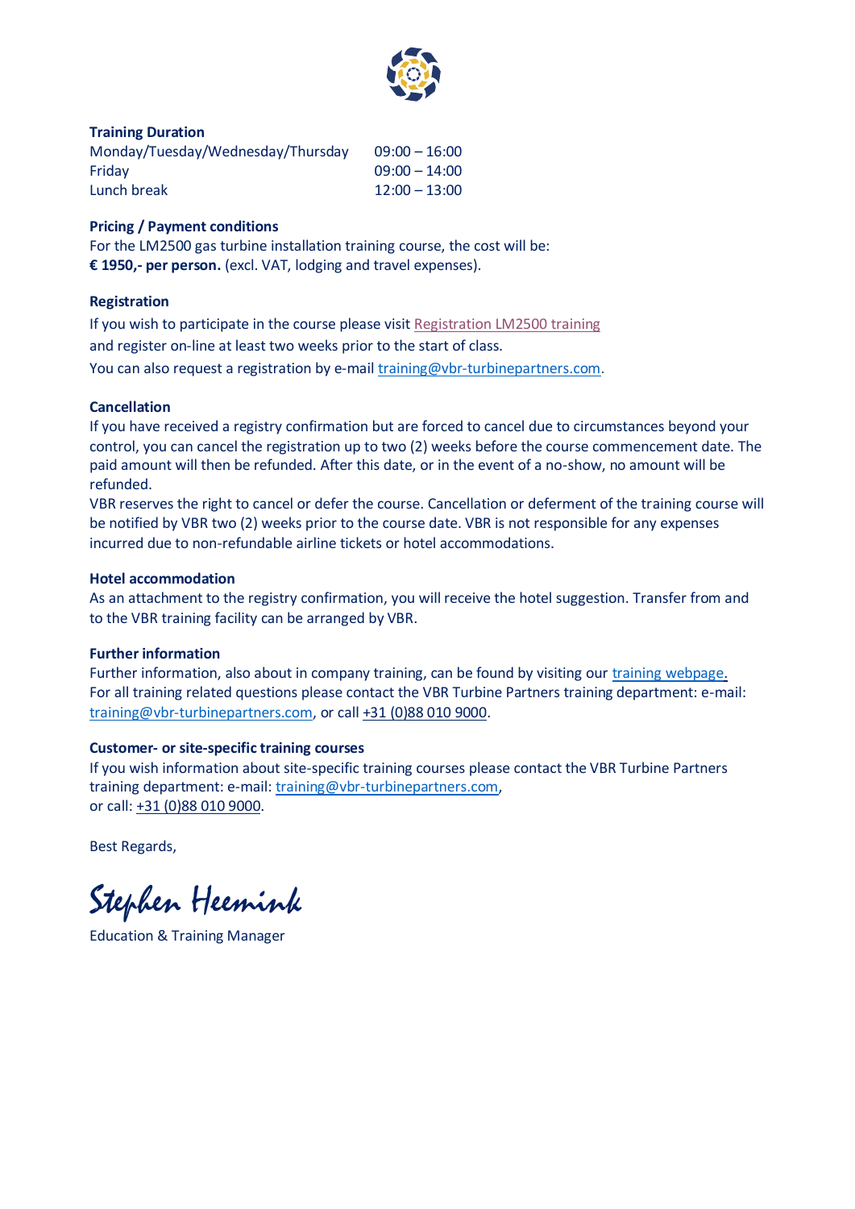**Training Duration**

| | |
|---|---|
| Monday/Tuesday/Wednesday/Thursday | 09:00 – 16:00 |
| Friday | 09:00 – 14:00 |
| Lunch break | 12:00 – 13:00 |

**Pricing / Payment conditions**

For the LM2500 gas turbine installation training course, the cost will be:
**€ 1950,- per person.** (excl. VAT, lodging and travel expenses).

**Registration**

If you wish to participate in the course please visit Registration LM2500 training and register on-line at least two weeks prior to the start of class.
You can also request a registration by e-mail training@vbr-turbinepartners.com.

**Cancellation**

If you have received a registry confirmation but are forced to cancel due to circumstances beyond your control, you can cancel the registration up to two (2) weeks before the course commencement date. The paid amount will then be refunded. After this date, or in the event of a no-show, no amount will be refunded.
VBR reserves the right to cancel or defer the course. Cancellation or deferment of the training course will be notified by VBR two (2) weeks prior to the course date. VBR is not responsible for any expenses incurred due to non-refundable airline tickets or hotel accommodations.

**Hotel accommodation**

As an attachment to the registry confirmation, you will receive the hotel suggestion. Transfer from and to the VBR training facility can be arranged by VBR.

**Further information**

Further information, also about in company training, can be found by visiting our training webpage.
For all training related questions please contact the VBR Turbine Partners training department: e-mail: training@vbr-turbinepartners.com, or call +31 (0)88 010 9000.

**Customer- or site-specific training courses**

If you wish information about site-specific training courses please contact the VBR Turbine Partners training department: e-mail: training@vbr-turbinepartners.com,
or call: +31 (0)88 010 9000.

Best Regards,

*Stephen Heemink*

Education & Training Manager